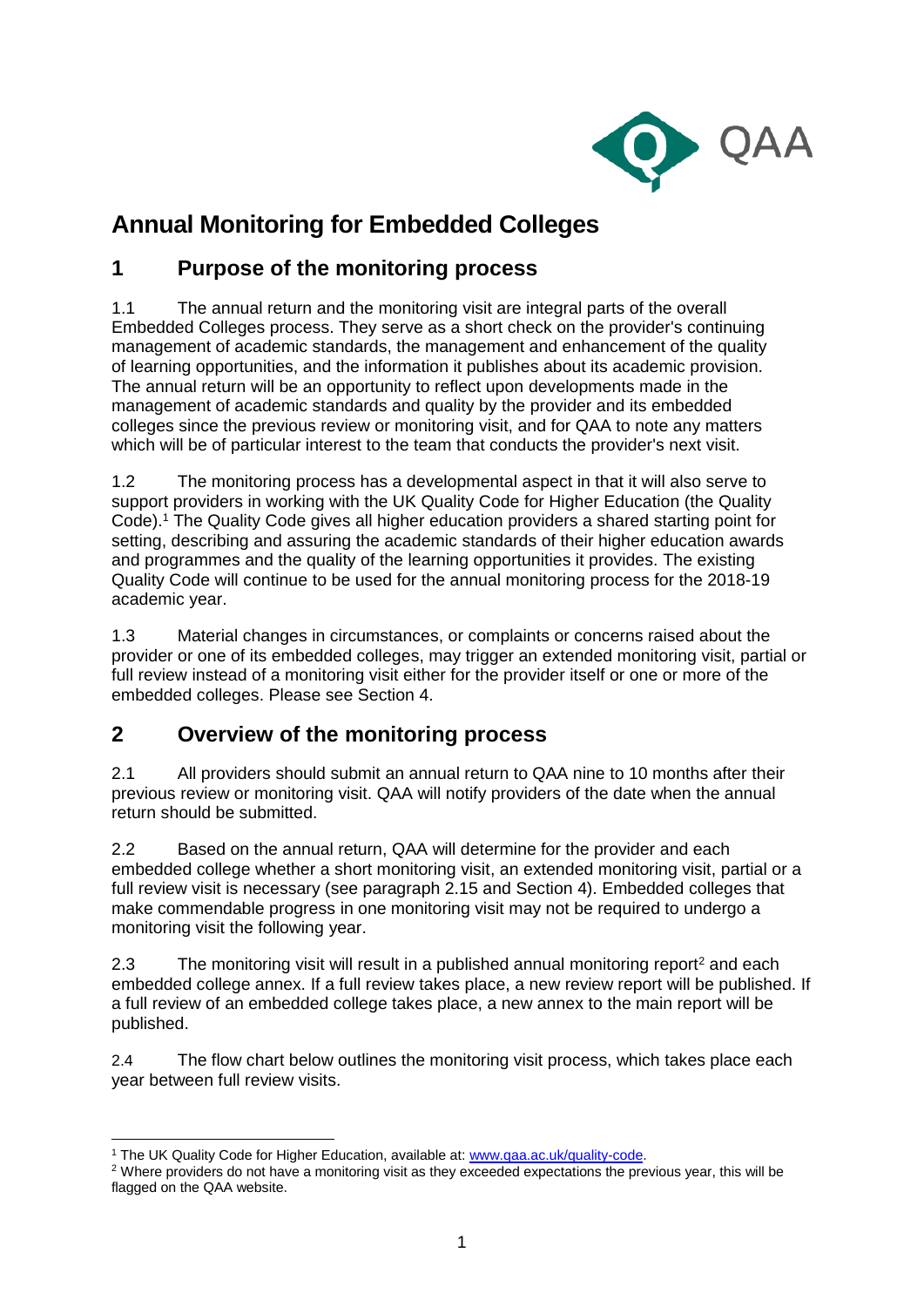# Annual Monitoring for Embedded Colleges

## 1 Purpose of the monitoring process

1.1 The annual return and the monitoring visit are integral parts of the overall Embedded Colleges process. They serve as a short check on the provider's continuing management of academic standards, the management and enhancement of the quality of learning opportunities, and the information it publishes about its academic provision. The annual return will be an opportunity to reflect upon developments made in the management of academic standards and quality by the provider and its embedded colleges since the previous review or monitoring visit, and for QAA to note any matters which will be of particular interest to the team that conducts the provider's next visit.

1.2 The monitoring process has a developmental aspect in that it will also serve to support providers in working with the UK Quality Code for Higher Education (the Quality Code).[1] The Quality Code gives all higher education providers a shared starting point for setting, describing and assuring the academic standards of their higher education awards and programmes and the quality of the learning opportunities it provides. The existing Quality Code will continue to be used for the annual monitoring process for the 2018-19 academic year.

1.3 Material changes in circumstances, or complaints or concerns raised about the provider or one of its embedded colleges, may trigger an extended monitoring visit, partial or full review instead of a monitoring visit either for the provider itself or one or more of the embedded colleges. Please see Section 4.

## 2 Overview of the monitoring process

2.1 All providers should submit an annual return to QAA nine to 10 months after their previous review or monitoring visit. QAA will notify providers of the date when the annual return should be submitted.

2.2 Based on the annual return, QAA will determine for the provider and each embedded college whether a short monitoring visit, an extended monitoring visit, partial or a full review visit is necessary (see paragraph 2.15 and Section 4). Embedded colleges that make commendable progress in one monitoring visit may not be required to undergo a monitoring visit the following year.

2.3 The monitoring visit will result in a published annual monitoring report[2] and each embedded college annex. If a full review takes place, a new review report will be published. If a full review of an embedded college takes place, a new annex to the main report will be published.

2.4 The flow chart below outlines the monitoring visit process, which takes place each year between full review visits.

---

[1] The UK Quality Code for Higher Education, available at: www.qaa.ac.uk/quality-code.

[2] Where providers do not have a monitoring visit as they exceeded expectations the previous year, this will be flagged on the QAA website.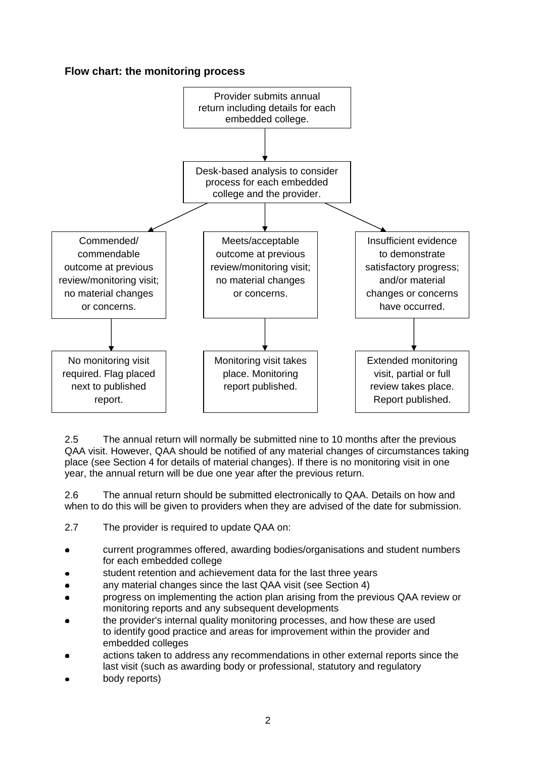### Flow chart: the monitoring process

Provider submits annual return including details for each embedded college.

↓

Desk-based analysis to consider process for each embedded college and the provider.

↓

| Commended/commendable outcome at previous review/monitoring visit; no material changes or concerns. | Meets/acceptable outcome at previous review/monitoring visit; no material changes or concerns. | Insufficient evidence to demonstrate satisfactory progress; and/or material changes or concerns have occurred. |
| --- | --- | --- |
| ↓ | ↓ | ↓ |
| No monitoring visit required. Flag placed next to published report. | Monitoring visit takes place. Monitoring report published. | Extended monitoring visit, partial or full review takes place. Report published. |

2.5 The annual return will normally be submitted nine to 10 months after the previous QAA visit. However, QAA should be notified of any material changes of circumstances taking place (see Section 4 for details of material changes). If there is no monitoring visit in one year, the annual return will be due one year after the previous return.

2.6 The annual return should be submitted electronically to QAA. Details on how and when to do this will be given to providers when they are advised of the date for submission.

2.7 The provider is required to update QAA on:

- current programmes offered, awarding bodies/organisations and student numbers for each embedded college
- student retention and achievement data for the last three years
- any material changes since the last QAA visit (see Section 4)
- progress on implementing the action plan arising from the previous QAA review or monitoring reports and any subsequent developments
- the provider's internal quality monitoring processes, and how these are used to identify good practice and areas for improvement within the provider and embedded colleges
- actions taken to address any recommendations in other external reports since the last visit (such as awarding body or professional, statutory and regulatory
- body reports)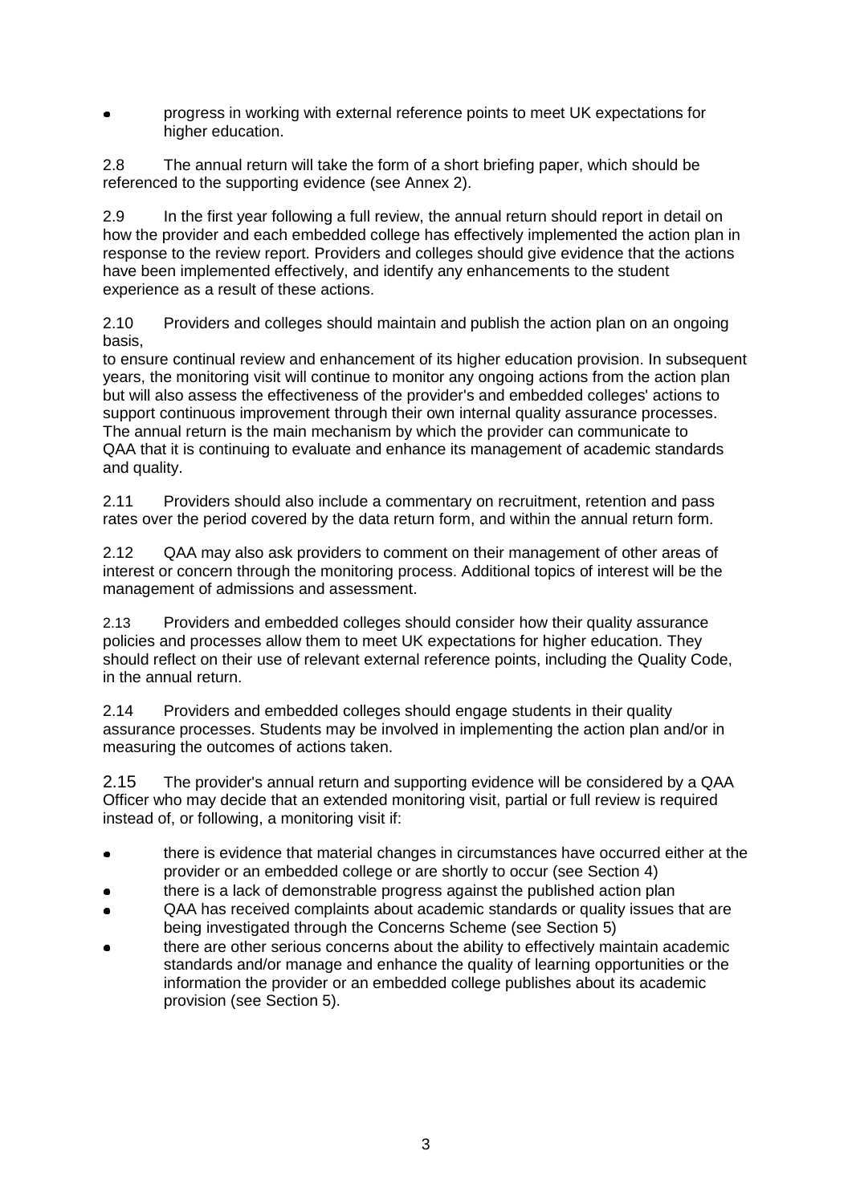- progress in working with external reference points to meet UK expectations for higher education.

2.8 The annual return will take the form of a short briefing paper, which should be referenced to the supporting evidence (see Annex 2).

2.9 In the first year following a full review, the annual return should report in detail on how the provider and each embedded college has effectively implemented the action plan in response to the review report. Providers and colleges should give evidence that the actions have been implemented effectively, and identify any enhancements to the student experience as a result of these actions.

2.10 Providers and colleges should maintain and publish the action plan on an ongoing basis,
to ensure continual review and enhancement of its higher education provision. In subsequent years, the monitoring visit will continue to monitor any ongoing actions from the action plan but will also assess the effectiveness of the provider's and embedded colleges' actions to support continuous improvement through their own internal quality assurance processes. The annual return is the main mechanism by which the provider can communicate to QAA that it is continuing to evaluate and enhance its management of academic standards and quality.

2.11 Providers should also include a commentary on recruitment, retention and pass rates over the period covered by the data return form, and within the annual return form.

2.12 QAA may also ask providers to comment on their management of other areas of interest or concern through the monitoring process. Additional topics of interest will be the management of admissions and assessment.

2.13 Providers and embedded colleges should consider how their quality assurance policies and processes allow them to meet UK expectations for higher education. They should reflect on their use of relevant external reference points, including the Quality Code, in the annual return.

2.14 Providers and embedded colleges should engage students in their quality assurance processes. Students may be involved in implementing the action plan and/or in measuring the outcomes of actions taken.

2.15 The provider's annual return and supporting evidence will be considered by a QAA Officer who may decide that an extended monitoring visit, partial or full review is required instead of, or following, a monitoring visit if:

- there is evidence that material changes in circumstances have occurred either at the provider or an embedded college or are shortly to occur (see Section 4)
- there is a lack of demonstrable progress against the published action plan
- QAA has received complaints about academic standards or quality issues that are being investigated through the Concerns Scheme (see Section 5)
- there are other serious concerns about the ability to effectively maintain academic standards and/or manage and enhance the quality of learning opportunities or the information the provider or an embedded college publishes about its academic provision (see Section 5).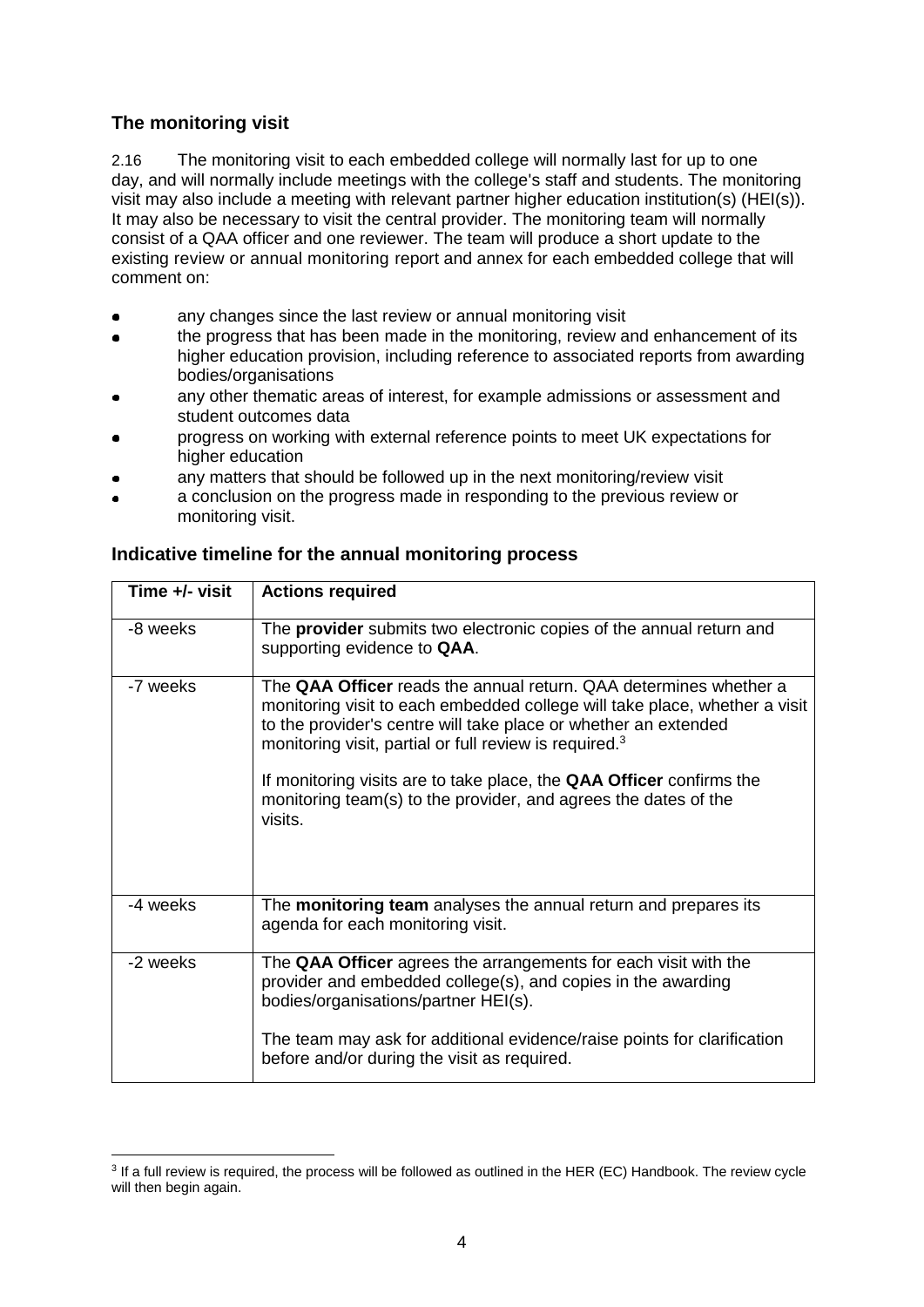## The monitoring visit

2.16 The monitoring visit to each embedded college will normally last for up to one day, and will normally include meetings with the college's staff and students. The monitoring visit may also include a meeting with relevant partner higher education institution(s) (HEI(s)). It may also be necessary to visit the central provider. The monitoring team will normally consist of a QAA officer and one reviewer. The team will produce a short update to the existing review or annual monitoring report and annex for each embedded college that will comment on:

- any changes since the last review or annual monitoring visit
- the progress that has been made in the monitoring, review and enhancement of its higher education provision, including reference to associated reports from awarding bodies/organisations
- any other thematic areas of interest, for example admissions or assessment and student outcomes data
- progress on working with external reference points to meet UK expectations for higher education
- any matters that should be followed up in the next monitoring/review visit
- a conclusion on the progress made in responding to the previous review or monitoring visit.

### Indicative timeline for the annual monitoring process

| Time +/- visit | Actions required |
|---|---|
| -8 weeks | The **provider** submits two electronic copies of the annual return and supporting evidence to **QAA**. |
| -7 weeks | The **QAA Officer** reads the annual return. QAA determines whether a monitoring visit to each embedded college will take place, whether a visit to the provider's centre will take place or whether an extended monitoring visit, partial or full review is required.[3]<br><br>If monitoring visits are to take place, the **QAA Officer** confirms the monitoring team(s) to the provider, and agrees the dates of the visits. |
| -4 weeks | The **monitoring team** analyses the annual return and prepares its agenda for each monitoring visit. |
| -2 weeks | The **QAA Officer** agrees the arrangements for each visit with the provider and embedded college(s), and copies in the awarding bodies/organisations/partner HEI(s).<br><br>The team may ask for additional evidence/raise points for clarification before and/or during the visit as required. |

[3] If a full review is required, the process will be followed as outlined in the HER (EC) Handbook. The review cycle will then begin again.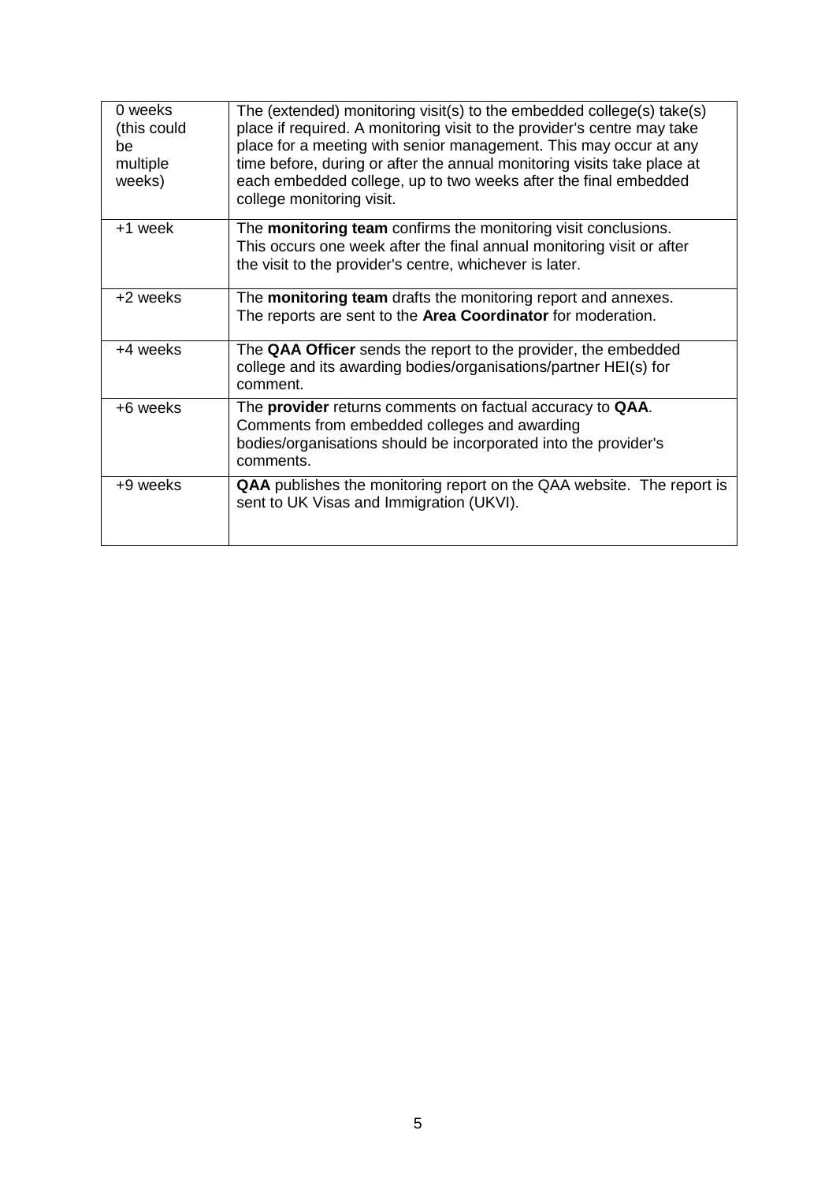| | |
|---|---|
| 0 weeks (this could be multiple weeks) | The (extended) monitoring visit(s) to the embedded college(s) take(s) place if required. A monitoring visit to the provider's centre may take place for a meeting with senior management. This may occur at any time before, during or after the annual monitoring visits take place at each embedded college, up to two weeks after the final embedded college monitoring visit. |
| +1 week | The **monitoring team** confirms the monitoring visit conclusions. This occurs one week after the final annual monitoring visit or after the visit to the provider's centre, whichever is later. |
| +2 weeks | The **monitoring team** drafts the monitoring report and annexes. The reports are sent to the **Area Coordinator** for moderation. |
| +4 weeks | The **QAA Officer** sends the report to the provider, the embedded college and its awarding bodies/organisations/partner HEI(s) for comment. |
| +6 weeks | The **provider** returns comments on factual accuracy to **QAA**. Comments from embedded colleges and awarding bodies/organisations should be incorporated into the provider's comments. |
| +9 weeks | **QAA** publishes the monitoring report on the QAA website. The report is sent to UK Visas and Immigration (UKVI). |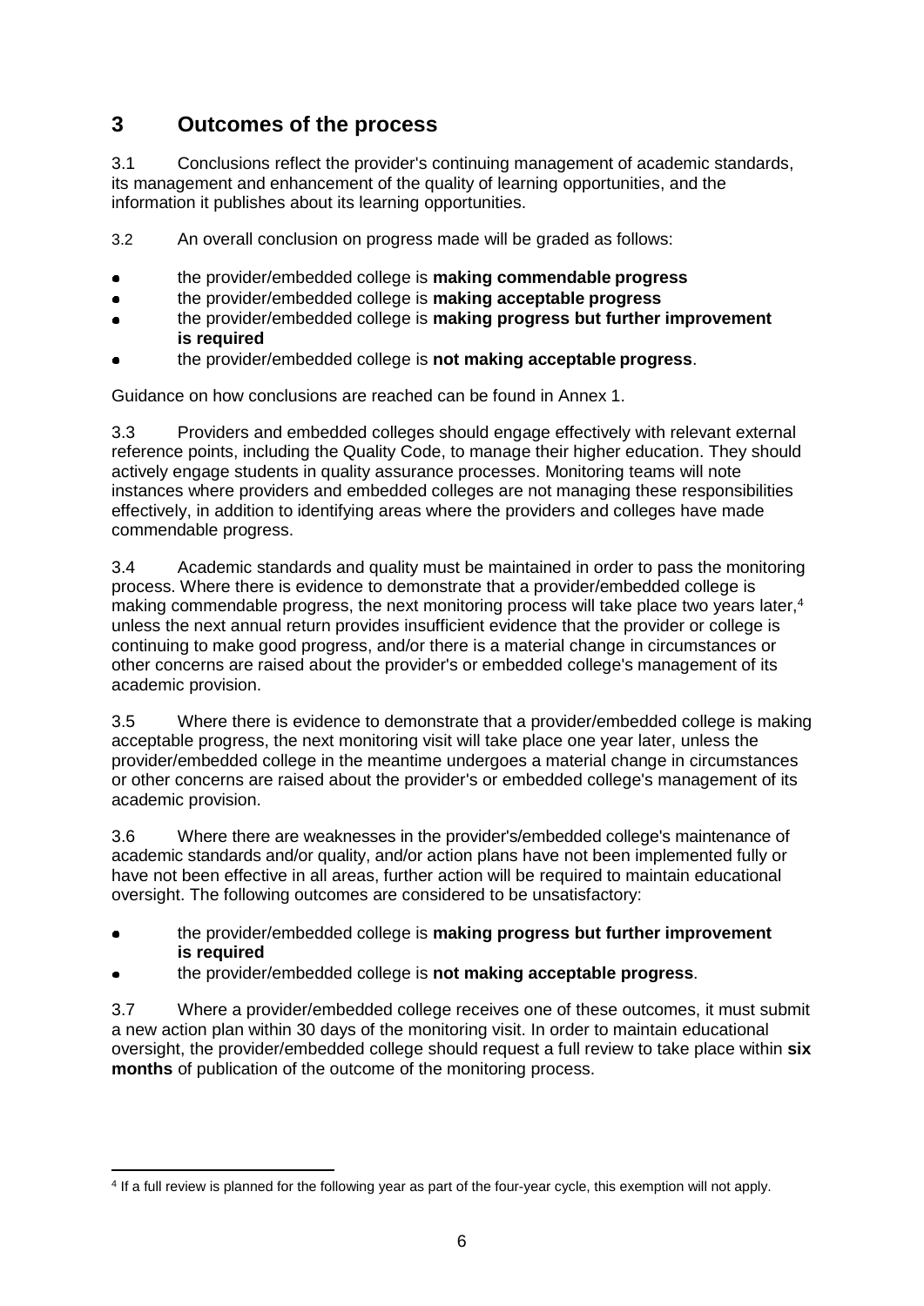## 3 Outcomes of the process

3.1 Conclusions reflect the provider's continuing management of academic standards, its management and enhancement of the quality of learning opportunities, and the information it publishes about its learning opportunities.

3.2 An overall conclusion on progress made will be graded as follows:

- the provider/embedded college is **making commendable progress**
- the provider/embedded college is **making acceptable progress**
- the provider/embedded college is **making progress but further improvement is required**
- the provider/embedded college is **not making acceptable progress**.

Guidance on how conclusions are reached can be found in Annex 1.

3.3 Providers and embedded colleges should engage effectively with relevant external reference points, including the Quality Code, to manage their higher education. They should actively engage students in quality assurance processes. Monitoring teams will note instances where providers and embedded colleges are not managing these responsibilities effectively, in addition to identifying areas where the providers and colleges have made commendable progress.

3.4 Academic standards and quality must be maintained in order to pass the monitoring process. Where there is evidence to demonstrate that a provider/embedded college is making commendable progress, the next monitoring process will take place two years later,[4] unless the next annual return provides insufficient evidence that the provider or college is continuing to make good progress, and/or there is a material change in circumstances or other concerns are raised about the provider's or embedded college's management of its academic provision.

3.5 Where there is evidence to demonstrate that a provider/embedded college is making acceptable progress, the next monitoring visit will take place one year later, unless the provider/embedded college in the meantime undergoes a material change in circumstances or other concerns are raised about the provider's or embedded college's management of its academic provision.

3.6 Where there are weaknesses in the provider's/embedded college's maintenance of academic standards and/or quality, and/or action plans have not been implemented fully or have not been effective in all areas, further action will be required to maintain educational oversight. The following outcomes are considered to be unsatisfactory:

- the provider/embedded college is **making progress but further improvement is required**
- the provider/embedded college is **not making acceptable progress**.

3.7 Where a provider/embedded college receives one of these outcomes, it must submit a new action plan within 30 days of the monitoring visit. In order to maintain educational oversight, the provider/embedded college should request a full review to take place within **six months** of publication of the outcome of the monitoring process.

---

[4] If a full review is planned for the following year as part of the four-year cycle, this exemption will not apply.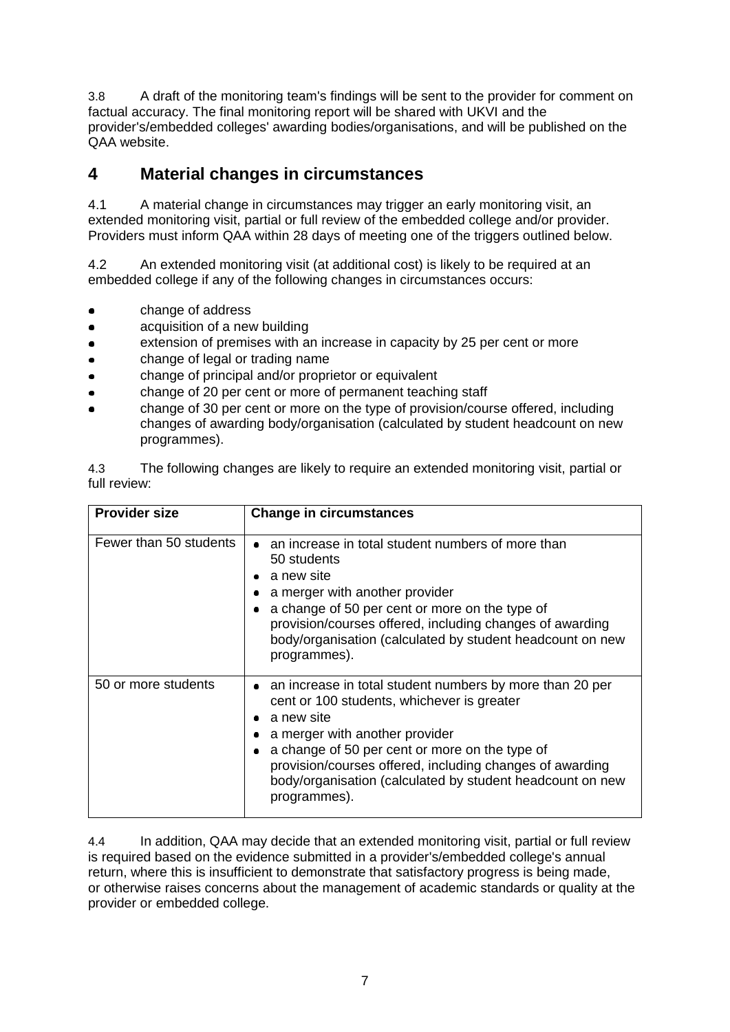3.8 A draft of the monitoring team's findings will be sent to the provider for comment on factual accuracy. The final monitoring report will be shared with UKVI and the provider's/embedded colleges' awarding bodies/organisations, and will be published on the QAA website.

## 4 Material changes in circumstances

4.1 A material change in circumstances may trigger an early monitoring visit, an extended monitoring visit, partial or full review of the embedded college and/or provider. Providers must inform QAA within 28 days of meeting one of the triggers outlined below.

4.2 An extended monitoring visit (at additional cost) is likely to be required at an embedded college if any of the following changes in circumstances occurs:

- change of address
- acquisition of a new building
- extension of premises with an increase in capacity by 25 per cent or more
- change of legal or trading name
- change of principal and/or proprietor or equivalent
- change of 20 per cent or more of permanent teaching staff
- change of 30 per cent or more on the type of provision/course offered, including changes of awarding body/organisation (calculated by student headcount on new programmes).

4.3 The following changes are likely to require an extended monitoring visit, partial or full review:

| Provider size | Change in circumstances |
|---|---|
| Fewer than 50 students | • an increase in total student numbers of more than 50 students<br>• a new site<br>• a merger with another provider<br>• a change of 50 per cent or more on the type of provision/courses offered, including changes of awarding body/organisation (calculated by student headcount on new programmes). |
| 50 or more students | • an increase in total student numbers by more than 20 per cent or 100 students, whichever is greater<br>• a new site<br>• a merger with another provider<br>• a change of 50 per cent or more on the type of provision/courses offered, including changes of awarding body/organisation (calculated by student headcount on new programmes). |

4.4 In addition, QAA may decide that an extended monitoring visit, partial or full review is required based on the evidence submitted in a provider's/embedded college's annual return, where this is insufficient to demonstrate that satisfactory progress is being made, or otherwise raises concerns about the management of academic standards or quality at the provider or embedded college.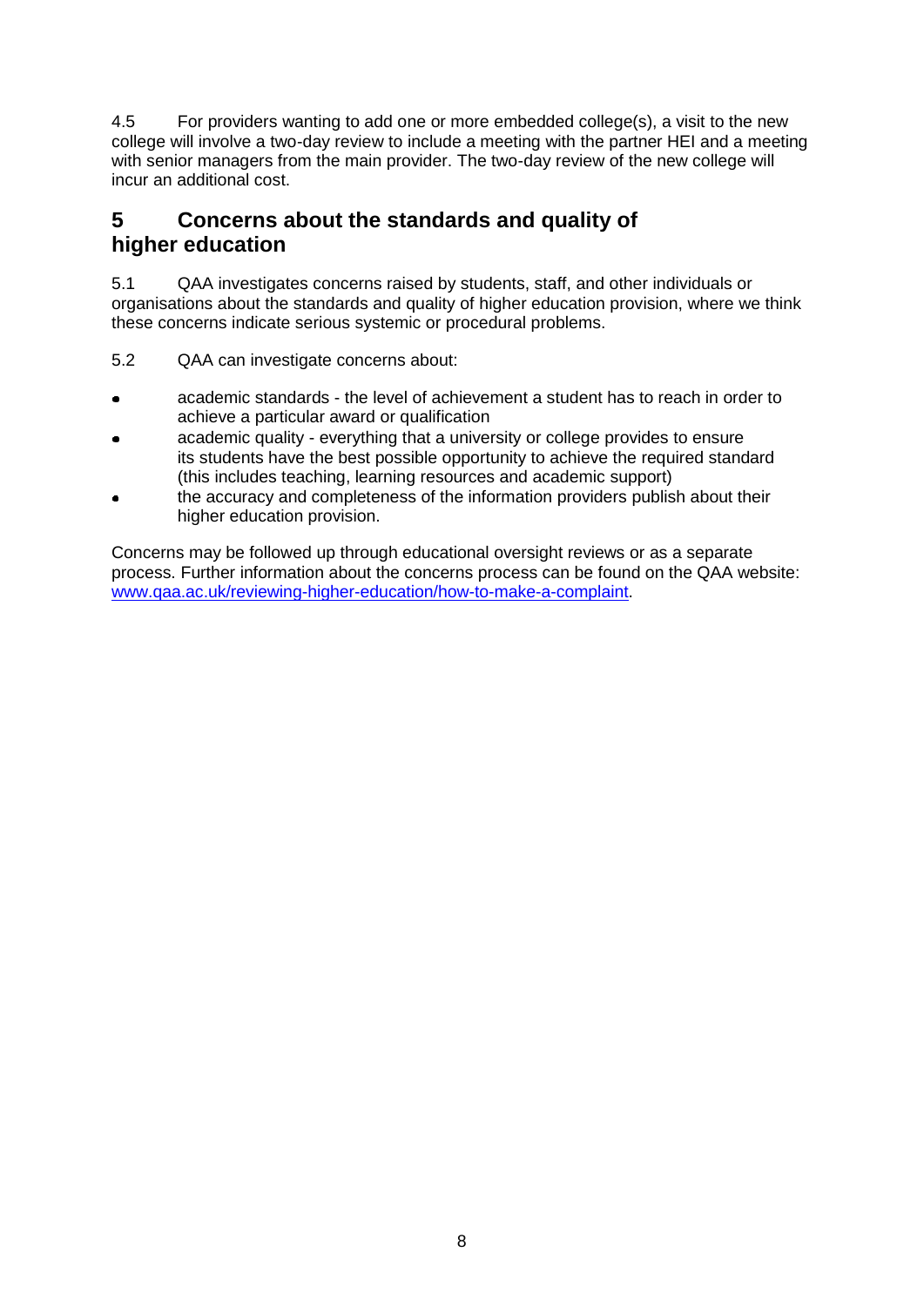4.5 For providers wanting to add one or more embedded college(s), a visit to the new college will involve a two-day review to include a meeting with the partner HEI and a meeting with senior managers from the main provider. The two-day review of the new college will incur an additional cost.

## 5 Concerns about the standards and quality of higher education

5.1 QAA investigates concerns raised by students, staff, and other individuals or organisations about the standards and quality of higher education provision, where we think these concerns indicate serious systemic or procedural problems.

5.2 QAA can investigate concerns about:

- academic standards - the level of achievement a student has to reach in order to achieve a particular award or qualification
- academic quality - everything that a university or college provides to ensure its students have the best possible opportunity to achieve the required standard (this includes teaching, learning resources and academic support)
- the accuracy and completeness of the information providers publish about their higher education provision.

Concerns may be followed up through educational oversight reviews or as a separate process. Further information about the concerns process can be found on the QAA website: [www.qaa.ac.uk/reviewing-higher-education/how-to-make-a-complaint](http://www.qaa.ac.uk/reviewing-higher-education/how-to-make-a-complaint).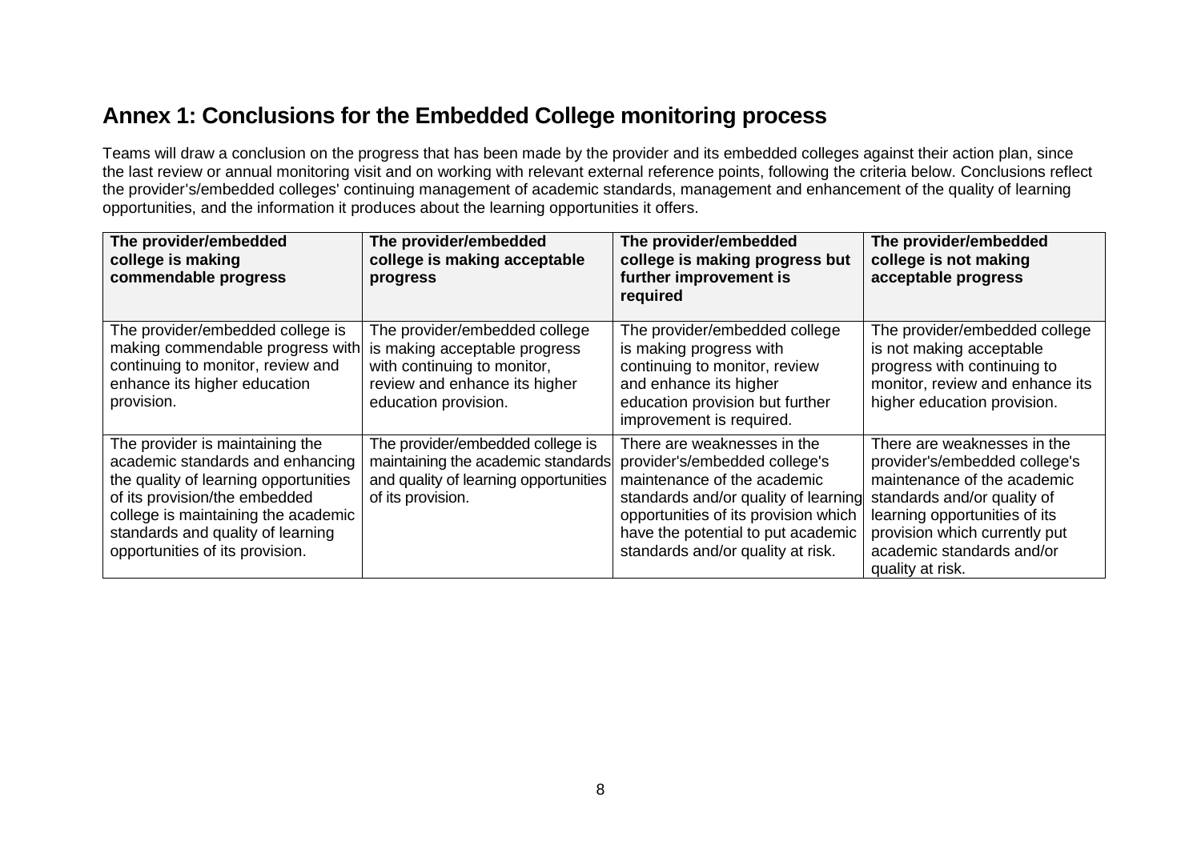## Annex 1: Conclusions for the Embedded College monitoring process

Teams will draw a conclusion on the progress that has been made by the provider and its embedded colleges against their action plan, since the last review or annual monitoring visit and on working with relevant external reference points, following the criteria below. Conclusions reflect the provider's/embedded colleges' continuing management of academic standards, management and enhancement of the quality of learning opportunities, and the information it produces about the learning opportunities it offers.

| The provider/embedded college is making commendable progress | The provider/embedded college is making acceptable progress | The provider/embedded college is making progress but further improvement is required | The provider/embedded college is not making acceptable progress |
|---|---|---|---|
| The provider/embedded college is making commendable progress with continuing to monitor, review and enhance its higher education provision. | The provider/embedded college is making acceptable progress with continuing to monitor, review and enhance its higher education provision. | The provider/embedded college is making progress with continuing to monitor, review and enhance its higher education provision but further improvement is required. | The provider/embedded college is not making acceptable progress with continuing to monitor, review and enhance its higher education provision. |
| The provider is maintaining the academic standards and enhancing the quality of learning opportunities of its provision/the embedded college is maintaining the academic standards and quality of learning opportunities of its provision. | The provider/embedded college is maintaining the academic standards and quality of learning opportunities of its provision. | There are weaknesses in the provider's/embedded college's maintenance of the academic standards and/or quality of learning opportunities of its provision which have the potential to put academic standards and/or quality at risk. | There are weaknesses in the provider's/embedded college's maintenance of the academic standards and/or quality of learning opportunities of its provision which currently put academic standards and/or quality at risk. |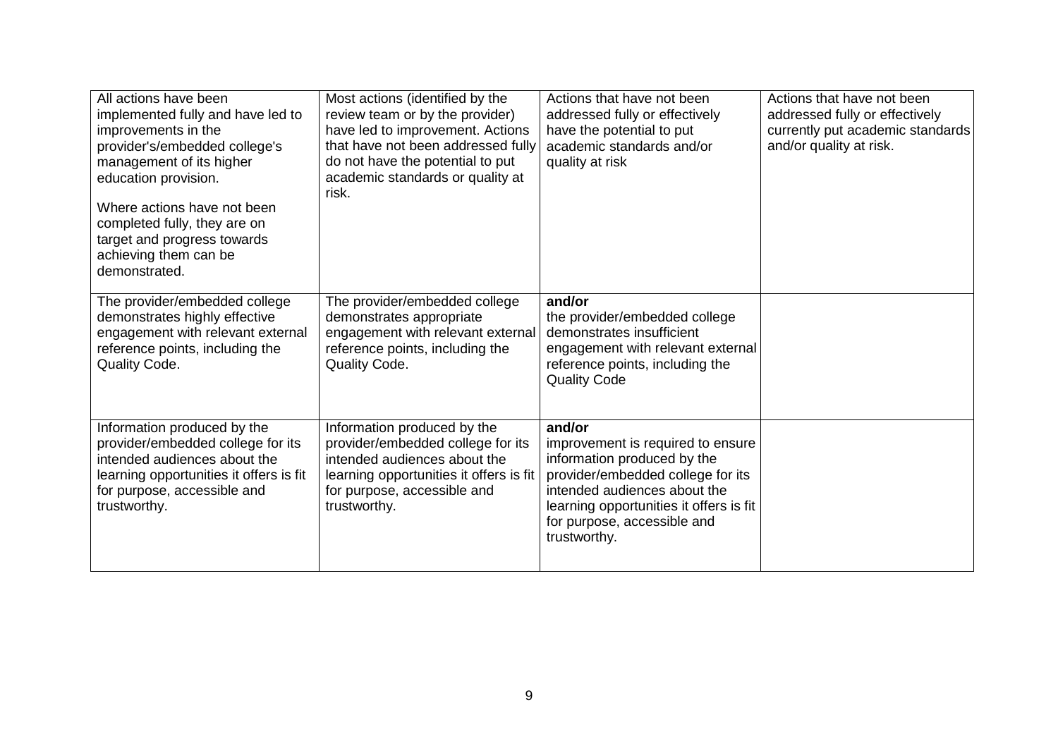| | | | |
|---|---|---|---|
| All actions have been implemented fully and have led to improvements in the provider's/embedded college's management of its higher education provision.<br><br>Where actions have not been completed fully, they are on target and progress towards achieving them can be demonstrated. | Most actions (identified by the review team or by the provider) have led to improvement. Actions that have not been addressed fully do not have the potential to put academic standards or quality at risk. | Actions that have not been addressed fully or effectively have the potential to put academic standards and/or quality at risk | Actions that have not been addressed fully or effectively currently put academic standards and/or quality at risk. |
| The provider/embedded college demonstrates highly effective engagement with relevant external reference points, including the Quality Code. | The provider/embedded college demonstrates appropriate engagement with relevant external reference points, including the Quality Code. | **and/or**<br>the provider/embedded college demonstrates insufficient engagement with relevant external reference points, including the Quality Code | |
| Information produced by the provider/embedded college for its intended audiences about the learning opportunities it offers is fit for purpose, accessible and trustworthy. | Information produced by the provider/embedded college for its intended audiences about the learning opportunities it offers is fit for purpose, accessible and trustworthy. | **and/or**<br>improvement is required to ensure information produced by the provider/embedded college for its intended audiences about the learning opportunities it offers is fit for purpose, accessible and trustworthy. | |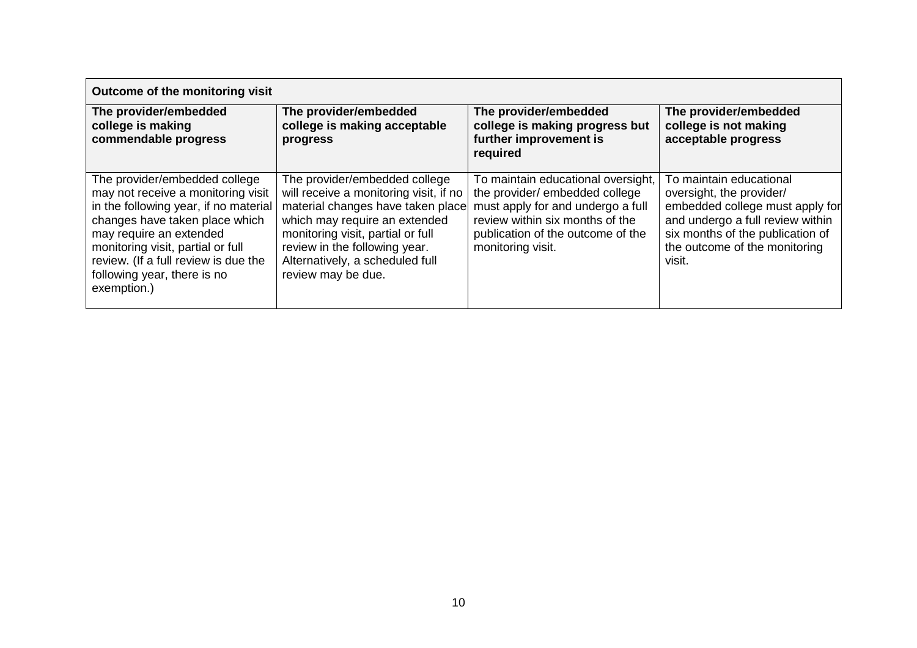| Outcome of the monitoring visit | | | |
|---|---|---|---|
| **The provider/embedded college is making commendable progress** | **The provider/embedded college is making acceptable progress** | **The provider/embedded college is making progress but further improvement is required** | **The provider/embedded college is not making acceptable progress** |
| The provider/embedded college may not receive a monitoring visit in the following year, if no material changes have taken place which may require an extended monitoring visit, partial or full review. (If a full review is due the following year, there is no exemption.) | The provider/embedded college will receive a monitoring visit, if no material changes have taken place which may require an extended monitoring visit, partial or full review in the following year. Alternatively, a scheduled full review may be due. | To maintain educational oversight, the provider/ embedded college must apply for and undergo a full review within six months of the publication of the outcome of the monitoring visit. | To maintain educational oversight, the provider/ embedded college must apply for and undergo a full review within six months of the publication of the outcome of the monitoring visit. |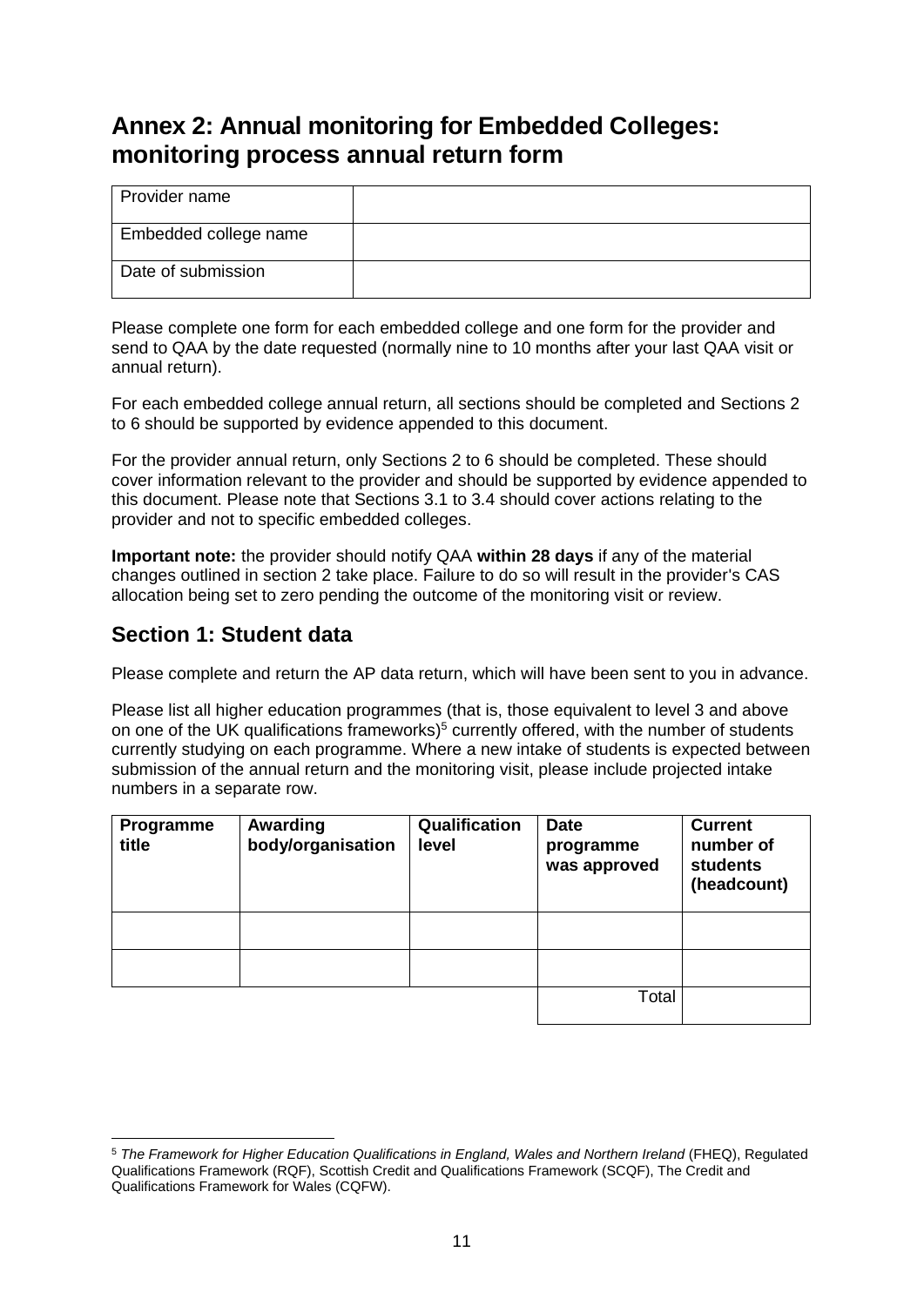# Annex 2: Annual monitoring for Embedded Colleges: monitoring process annual return form

| Provider name | |
|---|---|
| Embedded college name | |
| Date of submission | |

Please complete one form for each embedded college and one form for the provider and send to QAA by the date requested (normally nine to 10 months after your last QAA visit or annual return).

For each embedded college annual return, all sections should be completed and Sections 2 to 6 should be supported by evidence appended to this document.

For the provider annual return, only Sections 2 to 6 should be completed. These should cover information relevant to the provider and should be supported by evidence appended to this document. Please note that Sections 3.1 to 3.4 should cover actions relating to the provider and not to specific embedded colleges.

**Important note:** the provider should notify QAA **within 28 days** if any of the material changes outlined in section 2 take place. Failure to do so will result in the provider's CAS allocation being set to zero pending the outcome of the monitoring visit or review.

## Section 1: Student data

Please complete and return the AP data return, which will have been sent to you in advance.

Please list all higher education programmes (that is, those equivalent to level 3 and above on one of the UK qualifications frameworks)[5] currently offered, with the number of students currently studying on each programme. Where a new intake of students is expected between submission of the annual return and the monitoring visit, please include projected intake numbers in a separate row.

| Programme title | Awarding body/organisation | Qualification level | Date programme was approved | Current number of students (headcount) |
|---|---|---|---|---|
| | | | | |
| | | | | |
| | | | Total | |

[5] *The Framework for Higher Education Qualifications in England, Wales and Northern Ireland* (FHEQ), Regulated Qualifications Framework (RQF), Scottish Credit and Qualifications Framework (SCQF), The Credit and Qualifications Framework for Wales (CQFW).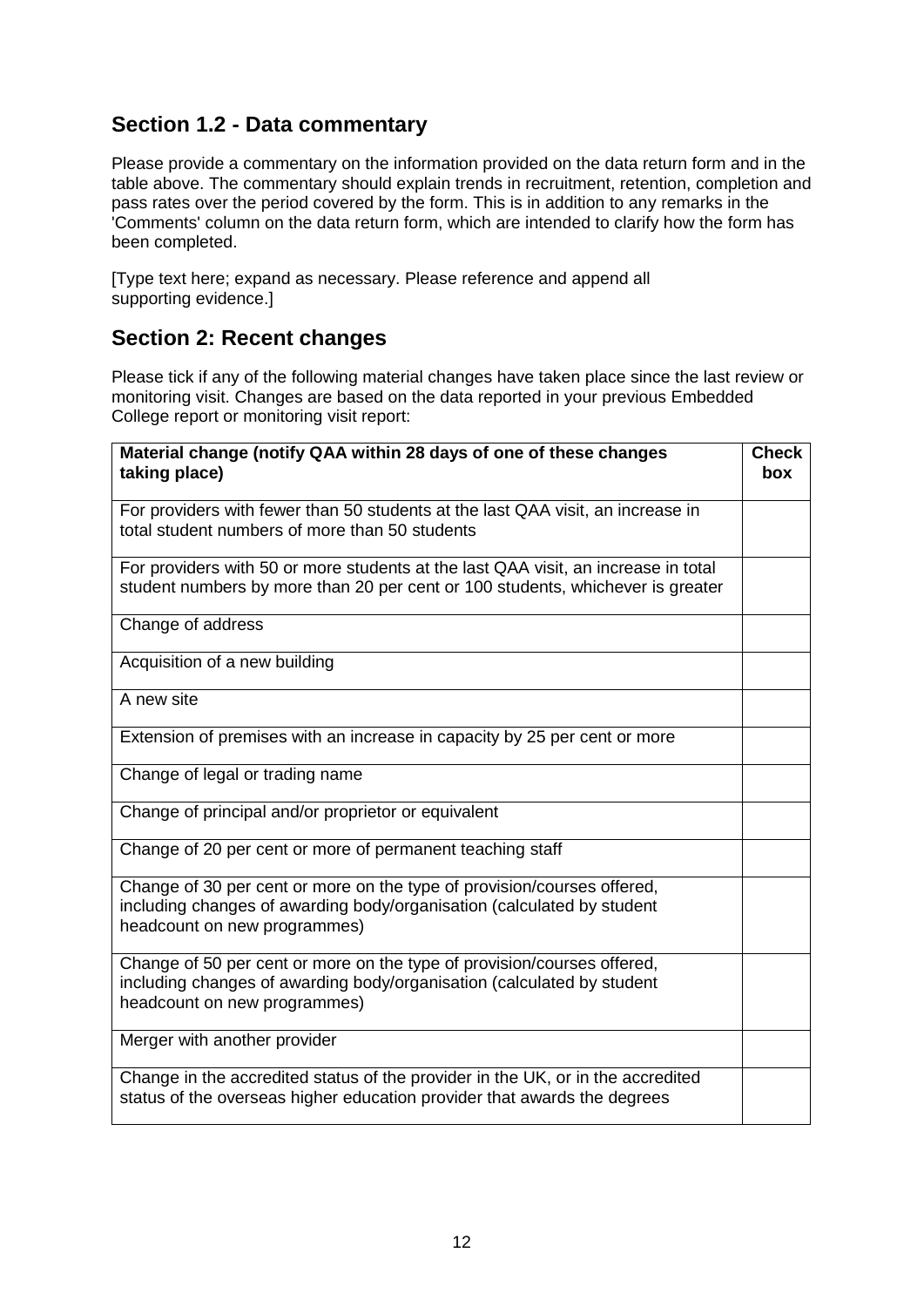## Section 1.2 - Data commentary

Please provide a commentary on the information provided on the data return form and in the table above. The commentary should explain trends in recruitment, retention, completion and pass rates over the period covered by the form. This is in addition to any remarks in the 'Comments' column on the data return form, which are intended to clarify how the form has been completed.

[Type text here; expand as necessary. Please reference and append all supporting evidence.]

## Section 2: Recent changes

Please tick if any of the following material changes have taken place since the last review or monitoring visit. Changes are based on the data reported in your previous Embedded College report or monitoring visit report:

| **Material change (notify QAA within 28 days of one of these changes taking place)** | **Check box** |
|---|---|
| For providers with fewer than 50 students at the last QAA visit, an increase in total student numbers of more than 50 students | |
| For providers with 50 or more students at the last QAA visit, an increase in total student numbers by more than 20 per cent or 100 students, whichever is greater | |
| Change of address | |
| Acquisition of a new building | |
| A new site | |
| Extension of premises with an increase in capacity by 25 per cent or more | |
| Change of legal or trading name | |
| Change of principal and/or proprietor or equivalent | |
| Change of 20 per cent or more of permanent teaching staff | |
| Change of 30 per cent or more on the type of provision/courses offered, including changes of awarding body/organisation (calculated by student headcount on new programmes) | |
| Change of 50 per cent or more on the type of provision/courses offered, including changes of awarding body/organisation (calculated by student headcount on new programmes) | |
| Merger with another provider | |
| Change in the accredited status of the provider in the UK, or in the accredited status of the overseas higher education provider that awards the degrees | |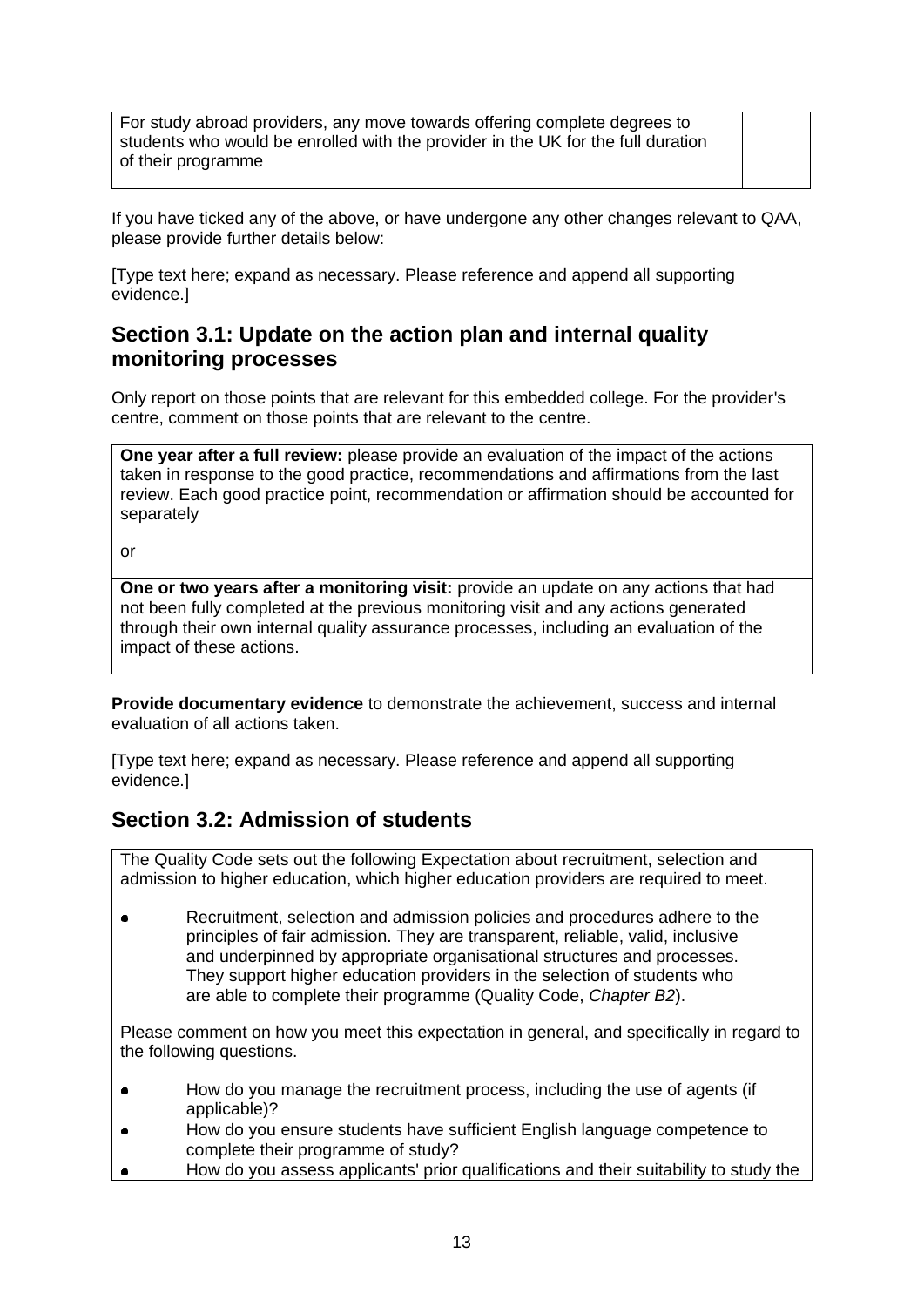| For study abroad providers, any move towards offering complete degrees to students who would be enrolled with the provider in the UK for the full duration of their programme | |
|---|---|

If you have ticked any of the above, or have undergone any other changes relevant to QAA, please provide further details below:

[Type text here; expand as necessary. Please reference and append all supporting evidence.]

## Section 3.1: Update on the action plan and internal quality monitoring processes

Only report on those points that are relevant for this embedded college. For the provider's centre, comment on those points that are relevant to the centre.

**One year after a full review:** please provide an evaluation of the impact of the actions taken in response to the good practice, recommendations and affirmations from the last review. Each good practice point, recommendation or affirmation should be accounted for separately

or

**One or two years after a monitoring visit:** provide an update on any actions that had not been fully completed at the previous monitoring visit and any actions generated through their own internal quality assurance processes, including an evaluation of the impact of these actions.

**Provide documentary evidence** to demonstrate the achievement, success and internal evaluation of all actions taken.

[Type text here; expand as necessary. Please reference and append all supporting evidence.]

## Section 3.2: Admission of students

The Quality Code sets out the following Expectation about recruitment, selection and admission to higher education, which higher education providers are required to meet.

- Recruitment, selection and admission policies and procedures adhere to the principles of fair admission. They are transparent, reliable, valid, inclusive and underpinned by appropriate organisational structures and processes. They support higher education providers in the selection of students who are able to complete their programme (Quality Code, *Chapter B2*).

Please comment on how you meet this expectation in general, and specifically in regard to the following questions.

- How do you manage the recruitment process, including the use of agents (if applicable)?
- How do you ensure students have sufficient English language competence to complete their programme of study?
- How do you assess applicants' prior qualifications and their suitability to study the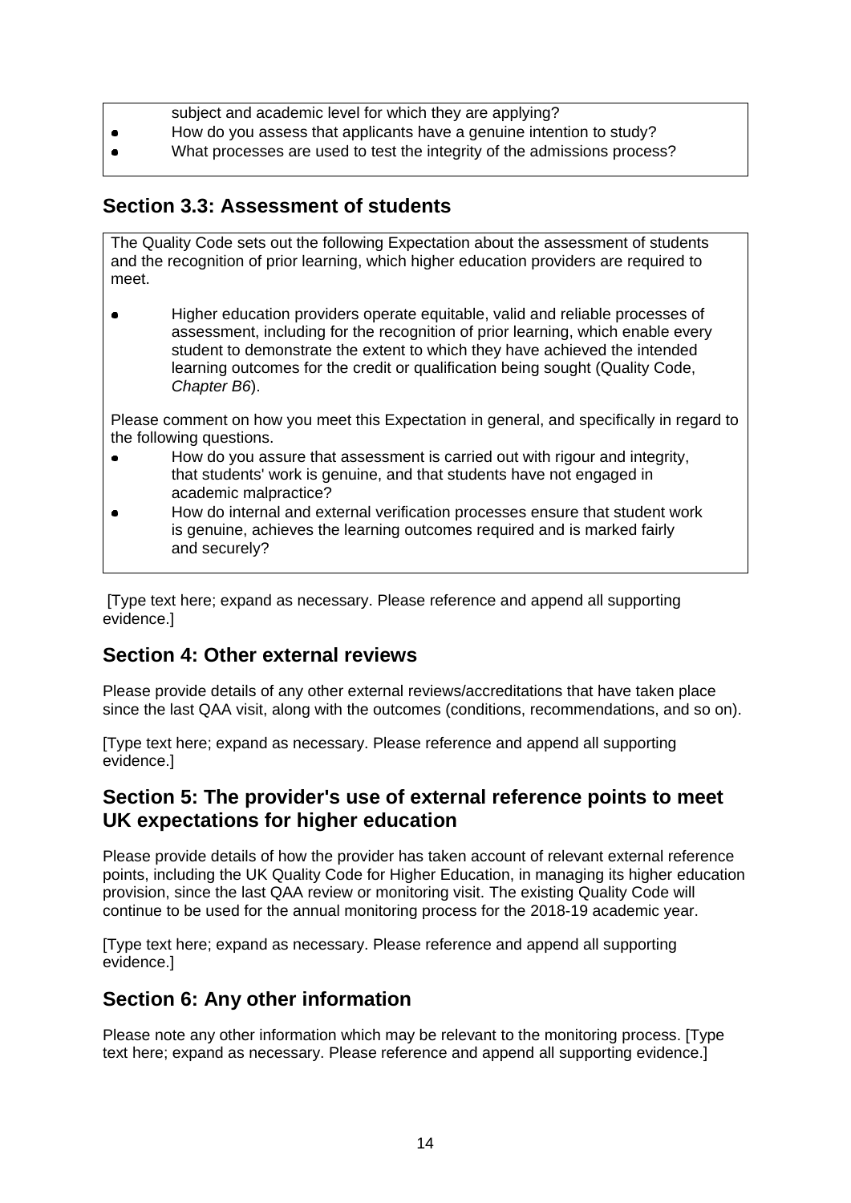subject and academic level for which they are applying?
- How do you assess that applicants have a genuine intention to study?
- What processes are used to test the integrity of the admissions process?

## Section 3.3: Assessment of students

The Quality Code sets out the following Expectation about the assessment of students and the recognition of prior learning, which higher education providers are required to meet.

- Higher education providers operate equitable, valid and reliable processes of assessment, including for the recognition of prior learning, which enable every student to demonstrate the extent to which they have achieved the intended learning outcomes for the credit or qualification being sought (Quality Code, *Chapter B6*).

Please comment on how you meet this Expectation in general, and specifically in regard to the following questions.

- How do you assure that assessment is carried out with rigour and integrity, that students' work is genuine, and that students have not engaged in academic malpractice?
- How do internal and external verification processes ensure that student work is genuine, achieves the learning outcomes required and is marked fairly and securely?

[Type text here; expand as necessary. Please reference and append all supporting evidence.]

## Section 4: Other external reviews

Please provide details of any other external reviews/accreditations that have taken place since the last QAA visit, along with the outcomes (conditions, recommendations, and so on).

[Type text here; expand as necessary. Please reference and append all supporting evidence.]

## Section 5: The provider's use of external reference points to meet UK expectations for higher education

Please provide details of how the provider has taken account of relevant external reference points, including the UK Quality Code for Higher Education, in managing its higher education provision, since the last QAA review or monitoring visit. The existing Quality Code will continue to be used for the annual monitoring process for the 2018-19 academic year.

[Type text here; expand as necessary. Please reference and append all supporting evidence.]

## Section 6: Any other information

Please note any other information which may be relevant to the monitoring process. [Type text here; expand as necessary. Please reference and append all supporting evidence.]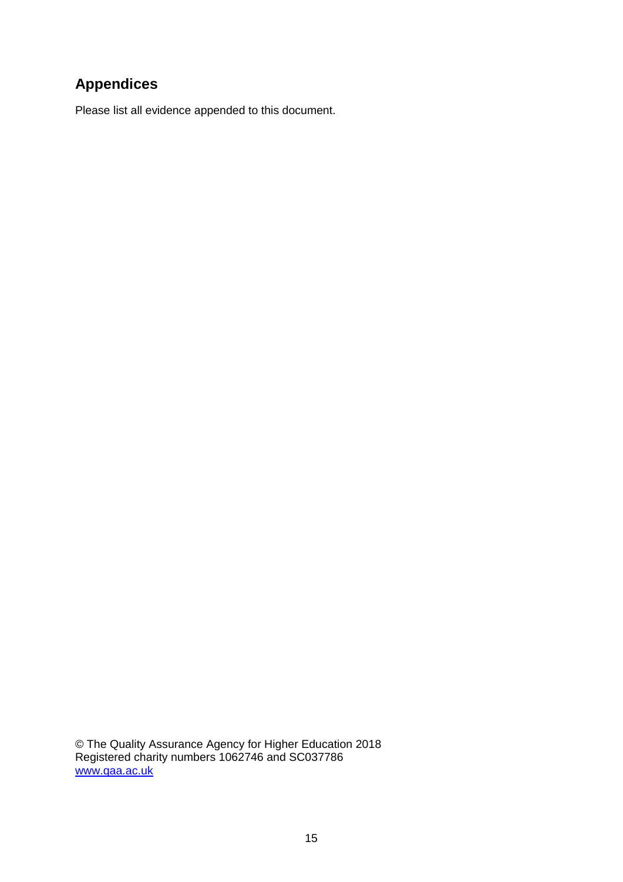## Appendices

Please list all evidence appended to this document.

© The Quality Assurance Agency for Higher Education 2018
Registered charity numbers 1062746 and SC037786
[www.qaa.ac.uk](http://www.qaa.ac.uk)